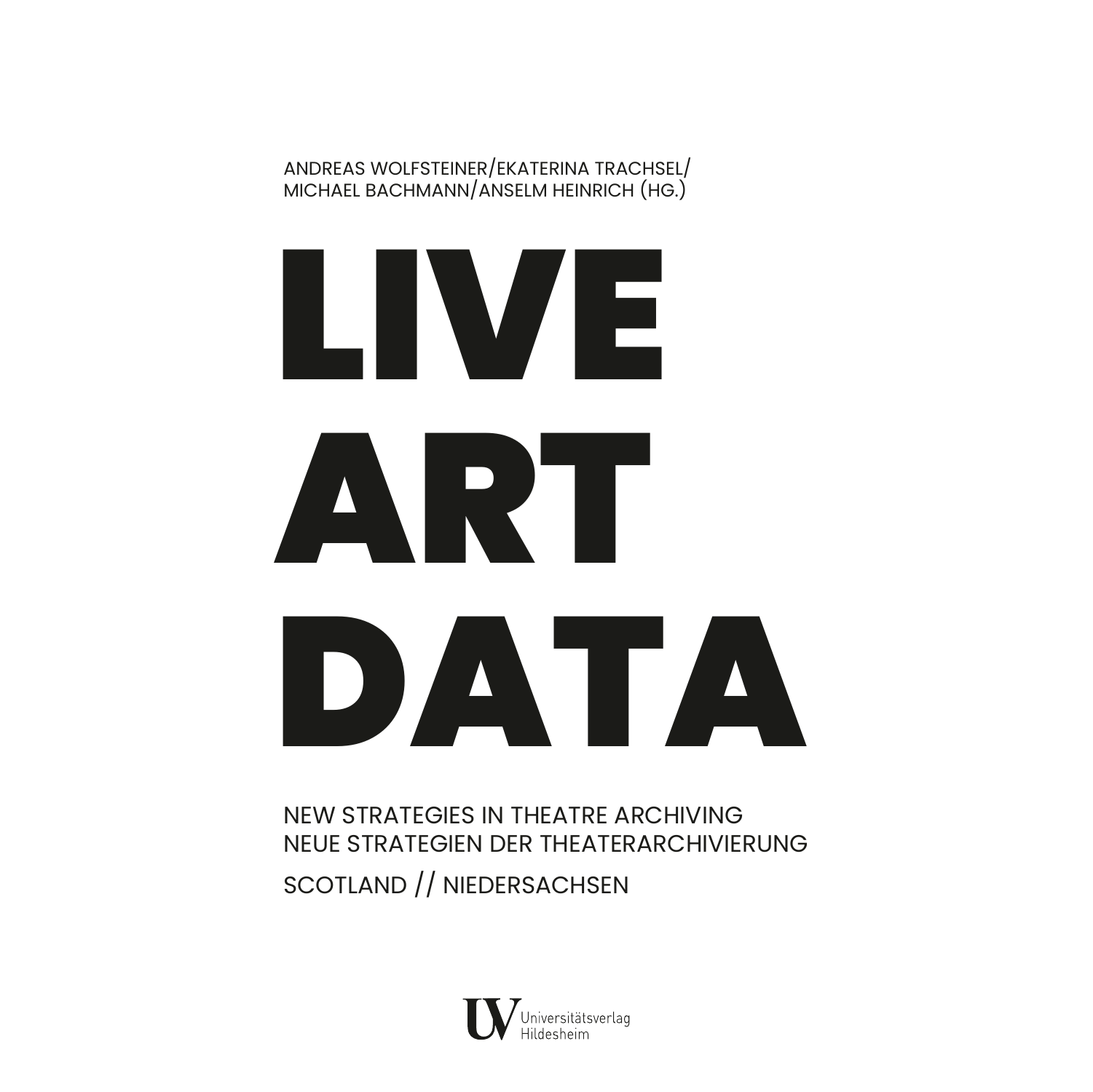ANDREAS WOLFSTEINER/EKATERINA TRACHSEL/
MICHAEL BACHMANN/ANSELM HEINRICH (HG.)

# LIVE ART DATA

NEW STRATEGIES IN THEATRE ARCHIVING
NEUE STRATEGIEN DER THEATERARCHIVIERUNG

SCOTLAND // NIEDERSACHSEN

Universitätsverlag Hildesheim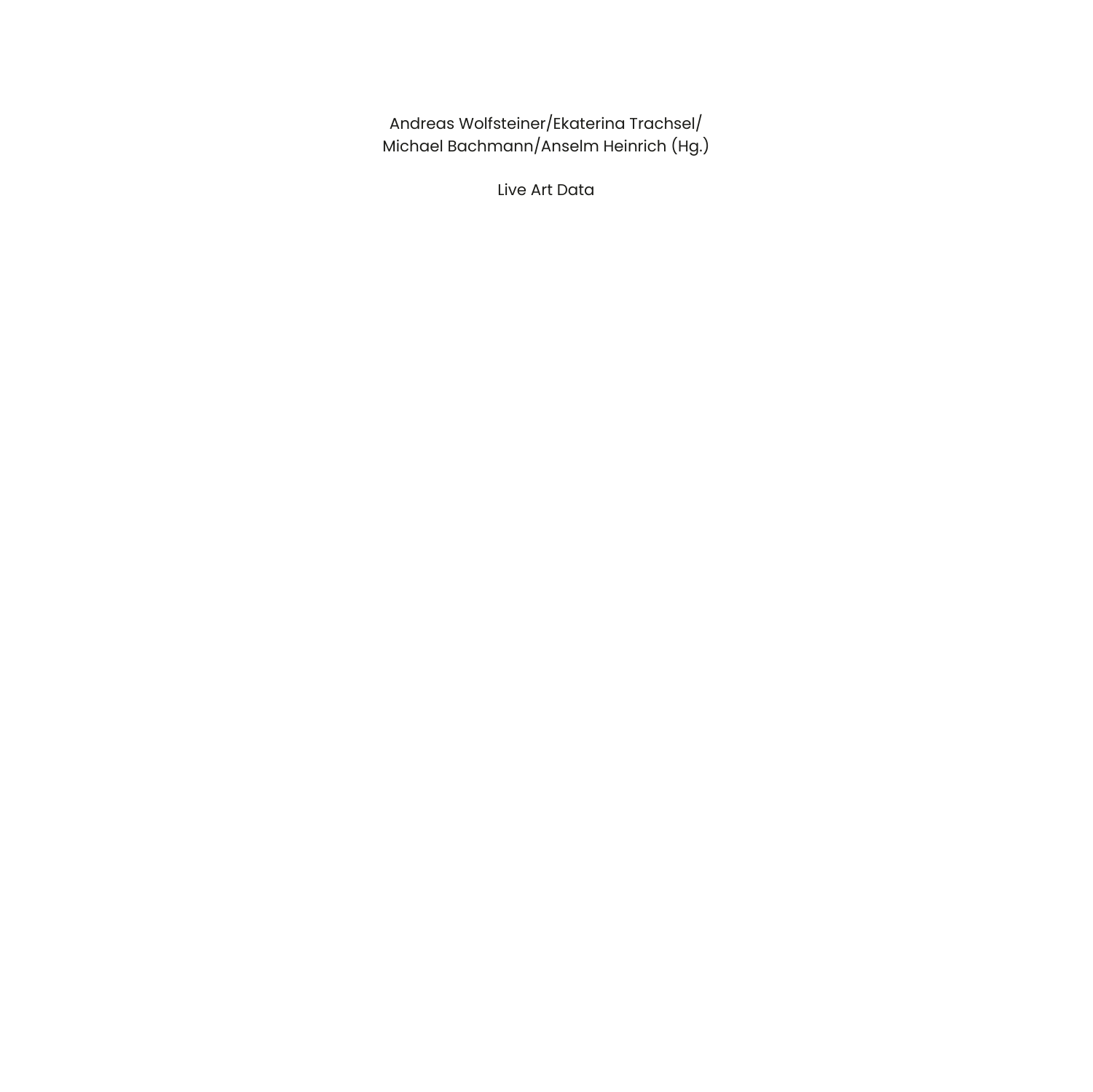Andreas Wolfsteiner/Ekaterina Trachsel/
Michael Bachmann/Anselm Heinrich (Hg.)

Live Art Data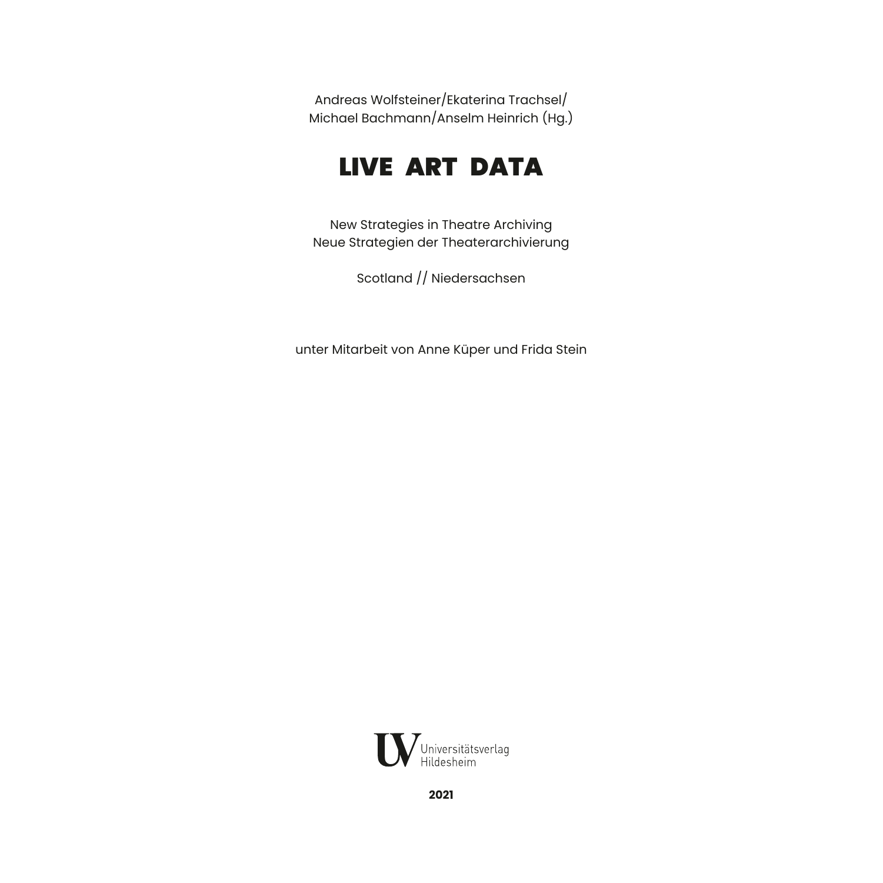Andreas Wolfsteiner/Ekaterina Trachsel/
Michael Bachmann/Anselm Heinrich (Hg.)

# LIVE ART DATA

New Strategies in Theatre Archiving
Neue Strategien der Theaterarchivierung

Scotland // Niedersachsen

unter Mitarbeit von Anne Küper und Frida Stein

Universitätsverlag
Hildesheim

**2021**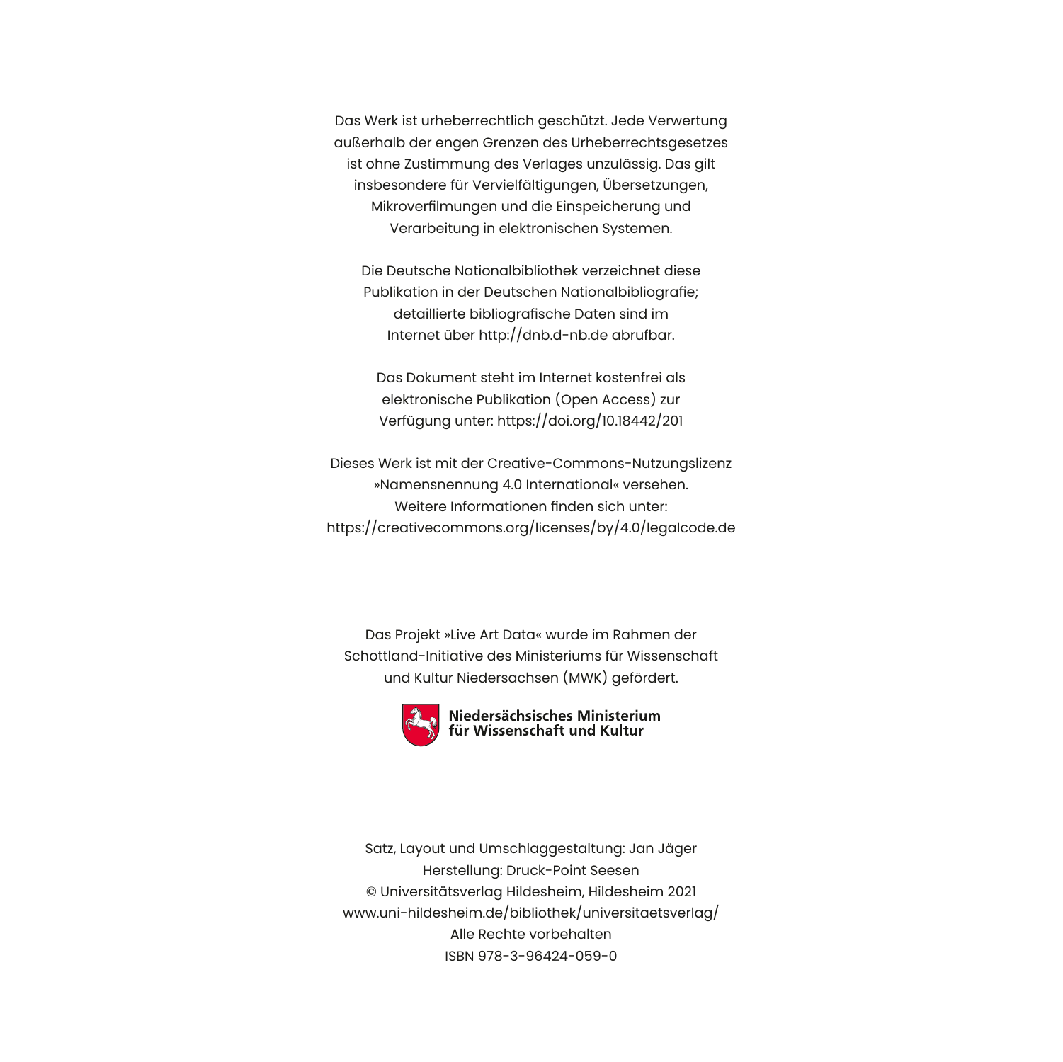Das Werk ist urheberrechtlich geschützt. Jede Verwertung außerhalb der engen Grenzen des Urheberrechtsgesetzes ist ohne Zustimmung des Verlages unzulässig. Das gilt insbesondere für Vervielfältigungen, Übersetzungen, Mikroverfilmungen und die Einspeicherung und Verarbeitung in elektronischen Systemen.

Die Deutsche Nationalbibliothek verzeichnet diese Publikation in der Deutschen Nationalbibliografie; detaillierte bibliografische Daten sind im Internet über http://dnb.d-nb.de abrufbar.

Das Dokument steht im Internet kostenfrei als elektronische Publikation (Open Access) zur Verfügung unter: https://doi.org/10.18442/201

Dieses Werk ist mit der Creative-Commons-Nutzungslizenz »Namensnennung 4.0 International« versehen. Weitere Informationen finden sich unter: https://creativecommons.org/licenses/by/4.0/legalcode.de

Das Projekt »Live Art Data« wurde im Rahmen der Schottland-Initiative des Ministeriums für Wissenschaft und Kultur Niedersachsen (MWK) gefördert.

**Niedersächsisches Ministerium für Wissenschaft und Kultur**

Satz, Layout und Umschlaggestaltung: Jan Jäger
Herstellung: Druck-Point Seesen
© Universitätsverlag Hildesheim, Hildesheim 2021
www.uni-hildesheim.de/bibliothek/universitaetsverlag/
Alle Rechte vorbehalten
ISBN 978-3-96424-059-0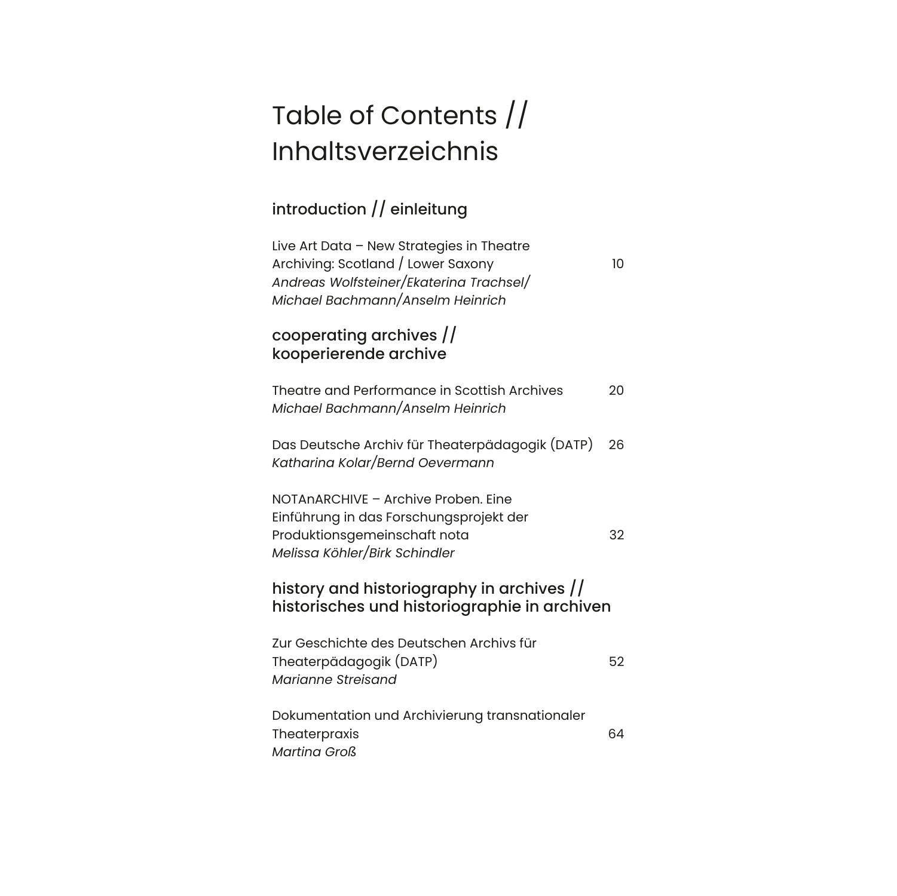# Table of Contents // Inhaltsverzeichnis

## introduction // einleitung

Live Art Data – New Strategies in Theatre Archiving: Scotland / Lower Saxony 10
*Andreas Wolfsteiner/Ekaterina Trachsel/Michael Bachmann/Anselm Heinrich*

## cooperating archives // kooperierende archive

Theatre and Performance in Scottish Archives 20
*Michael Bachmann/Anselm Heinrich*

Das Deutsche Archiv für Theaterpädagogik (DATP) 26
*Katharina Kolar/Bernd Oevermann*

NOTAnARCHIVE – Archive Proben. Eine Einführung in das Forschungsprojekt der Produktionsgemeinschaft nota 32
*Melissa Köhler/Birk Schindler*

## history and historiography in archives // historisches und historiographie in archiven

Zur Geschichte des Deutschen Archivs für Theaterpädagogik (DATP) 52
*Marianne Streisand*

Dokumentation und Archivierung transnationaler Theaterpraxis 64
*Martina Groß*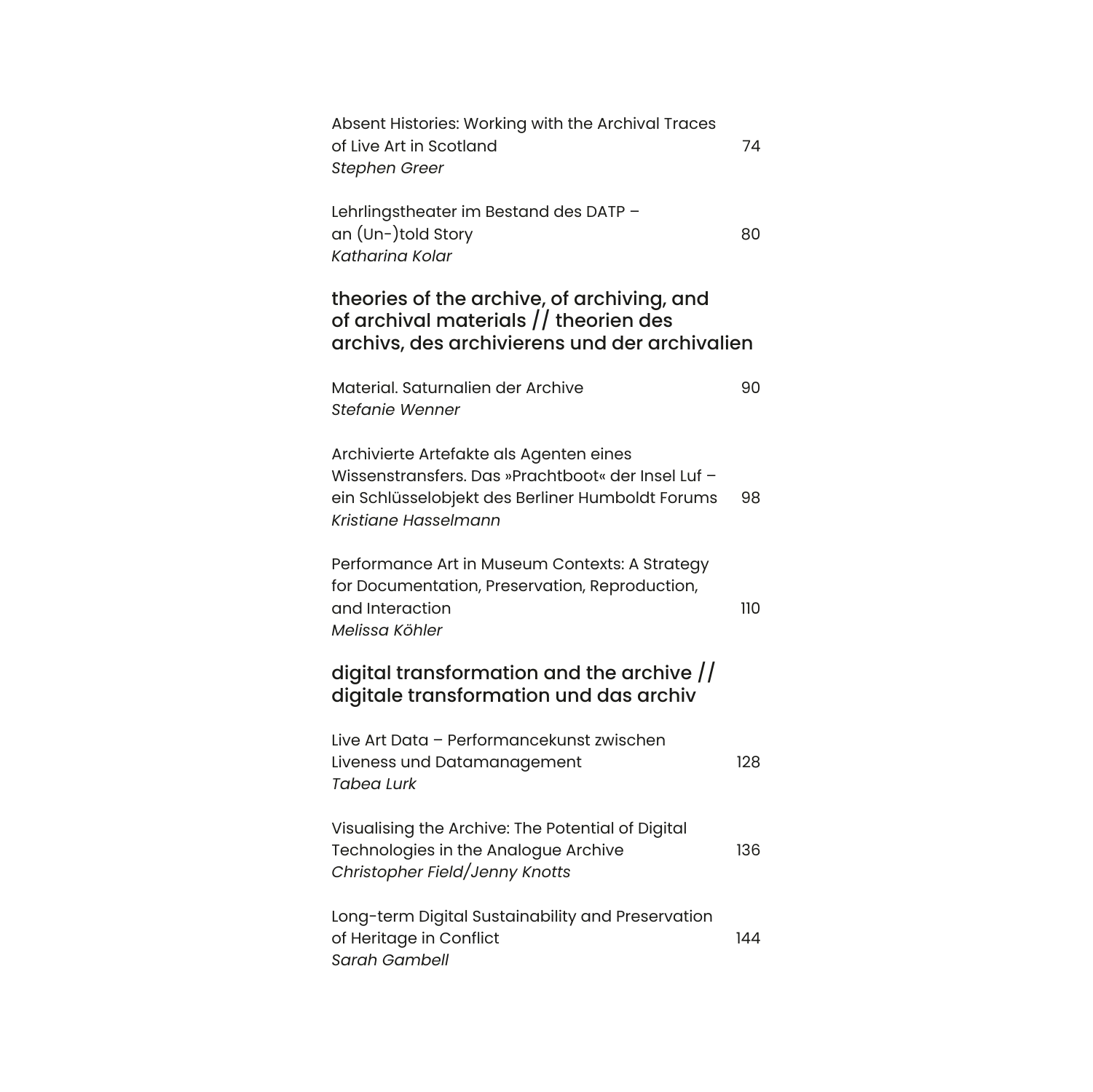Absent Histories: Working with the Archival Traces of Live Art in Scotland 74
*Stephen Greer*

Lehrlingstheater im Bestand des DATP – an (Un-)told Story 80
*Katharina Kolar*

## theories of the archive, of archiving, and of archival materials // theorien des archivs, des archivierens und der archivalien

Material. Saturnalien der Archive 90
*Stefanie Wenner*

Archivierte Artefakte als Agenten eines Wissenstransfers. Das »Prachtboot« der Insel Luf – ein Schlüsselobjekt des Berliner Humboldt Forums 98
*Kristiane Hasselmann*

Performance Art in Museum Contexts: A Strategy for Documentation, Preservation, Reproduction, and Interaction 110
*Melissa Köhler*

## digital transformation and the archive // digitale transformation und das archiv

Live Art Data – Performancekunst zwischen Liveness und Datamanagement 128
*Tabea Lurk*

Visualising the Archive: The Potential of Digital Technologies in the Analogue Archive 136
*Christopher Field/Jenny Knotts*

Long-term Digital Sustainability and Preservation of Heritage in Conflict 144
*Sarah Gambell*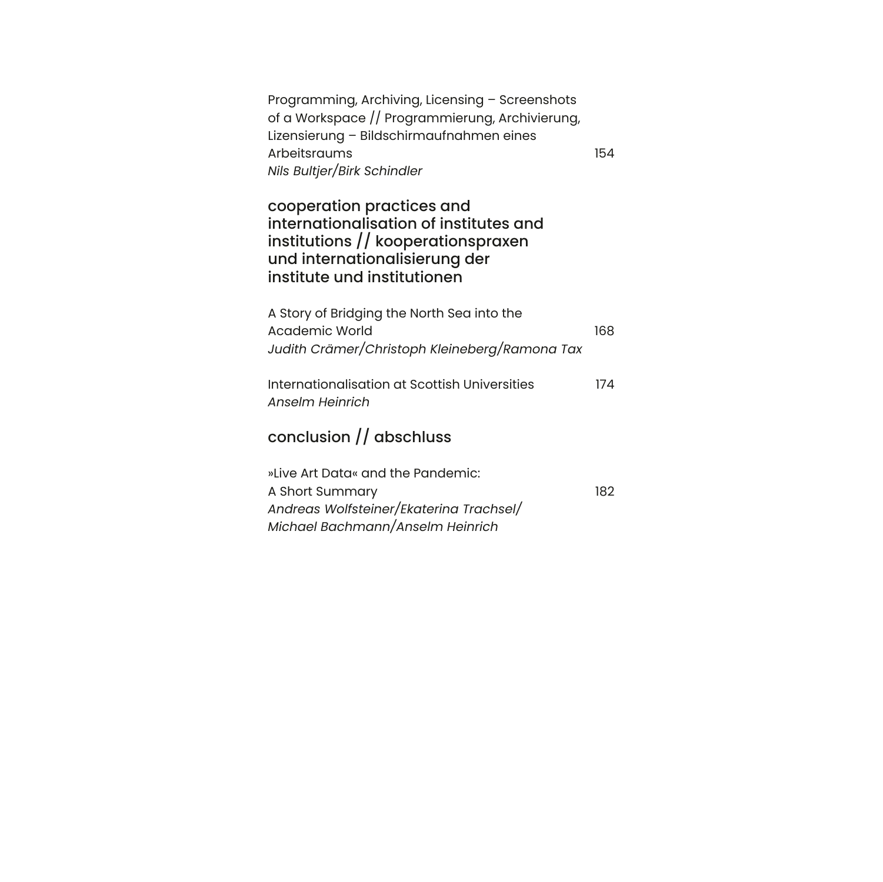Programming, Archiving, Licensing – Screenshots of a Workspace // Programmierung, Archivierung, Lizensierung – Bildschirmaufnahmen eines Arbeitsraums 154
*Nils Bultjer/Birk Schindler*

## cooperation practices and internationalisation of institutes and institutions // kooperationspraxen und internationalisierung der institute und institutionen

A Story of Bridging the North Sea into the Academic World 168
*Judith Crämer/Christoph Kleineberg/Ramona Tax*

Internationalisation at Scottish Universities 174
*Anselm Heinrich*

## conclusion // abschluss

»Live Art Data« and the Pandemic: A Short Summary 182
*Andreas Wolfsteiner/Ekaterina Trachsel/Michael Bachmann/Anselm Heinrich*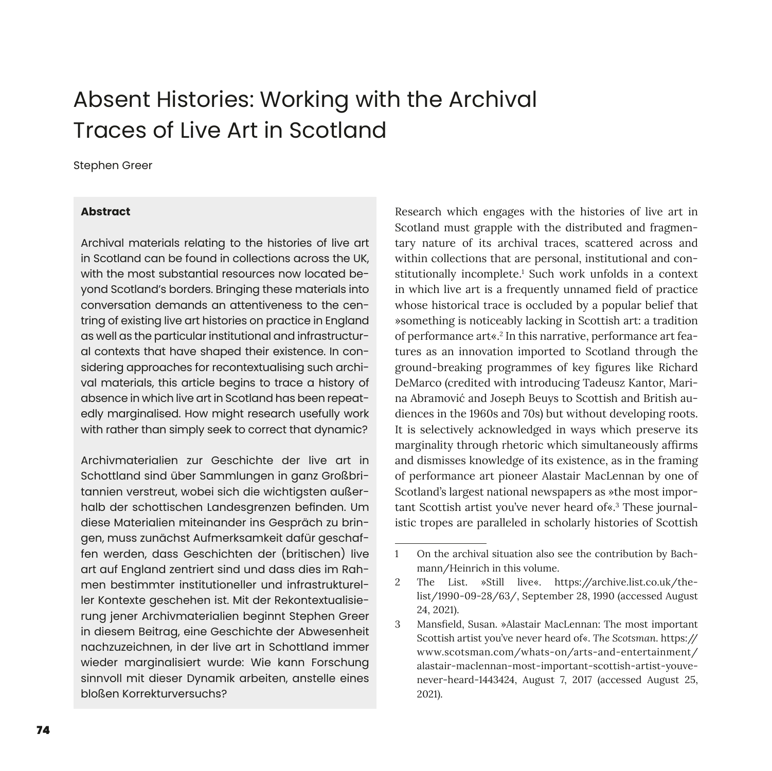# Absent Histories: Working with the Archival Traces of Live Art in Scotland

Stephen Greer

**Abstract**

Archival materials relating to the histories of live art in Scotland can be found in collections across the UK, with the most substantial resources now located beyond Scotland's borders. Bringing these materials into conversation demands an attentiveness to the centring of existing live art histories on practice in England as well as the particular institutional and infrastructural contexts that have shaped their existence. In considering approaches for recontextualising such archival materials, this article begins to trace a history of absence in which live art in Scotland has been repeatedly marginalised. How might research usefully work with rather than simply seek to correct that dynamic?

Archivmaterialien zur Geschichte der live art in Schottland sind über Sammlungen in ganz Großbritannien verstreut, wobei sich die wichtigsten außerhalb der schottischen Landesgrenzen befinden. Um diese Materialien miteinander ins Gespräch zu bringen, muss zunächst Aufmerksamkeit dafür geschaffen werden, dass Geschichten der (britischen) live art auf England zentriert sind und dass dies im Rahmen bestimmter institutioneller und infrastruktureller Kontexte geschehen ist. Mit der Rekontextualisierung jener Archivmaterialien beginnt Stephen Greer in diesem Beitrag, eine Geschichte der Abwesenheit nachzuzeichnen, in der live art in Schottland immer wieder marginalisiert wurde: Wie kann Forschung sinnvoll mit dieser Dynamik arbeiten, anstelle eines bloßen Korrekturversuchs?

Research which engages with the histories of live art in Scotland must grapple with the distributed and fragmentary nature of its archival traces, scattered across and within collections that are personal, institutional and constitutionally incomplete.[1] Such work unfolds in a context in which live art is a frequently unnamed field of practice whose historical trace is occluded by a popular belief that »something is noticeably lacking in Scottish art: a tradition of performance art«.[2] In this narrative, performance art features as an innovation imported to Scotland through the ground-breaking programmes of key figures like Richard DeMarco (credited with introducing Tadeusz Kantor, Marina Abramović and Joseph Beuys to Scottish and British audiences in the 1960s and 70s) but without developing roots. It is selectively acknowledged in ways which preserve its marginality through rhetoric which simultaneously affirms and dismisses knowledge of its existence, as in the framing of performance art pioneer Alastair MacLennan by one of Scotland's largest national newspapers as »the most important Scottish artist you've never heard of«.[3] These journalistic tropes are paralleled in scholarly histories of Scottish

1 On the archival situation also see the contribution by Bachmann/Heinrich in this volume.

2 The List. »Still live«. https://archive.list.co.uk/the-list/1990-09-28/63/, September 28, 1990 (accessed August 24, 2021).

3 Mansfield, Susan. »Alastair MacLennan: The most important Scottish artist you've never heard of«. *The Scotsman*. https://www.scotsman.com/whats-on/arts-and-entertainment/alastair-maclennan-most-important-scottish-artist-youve-never-heard-1443424, August 7, 2017 (accessed August 25, 2021).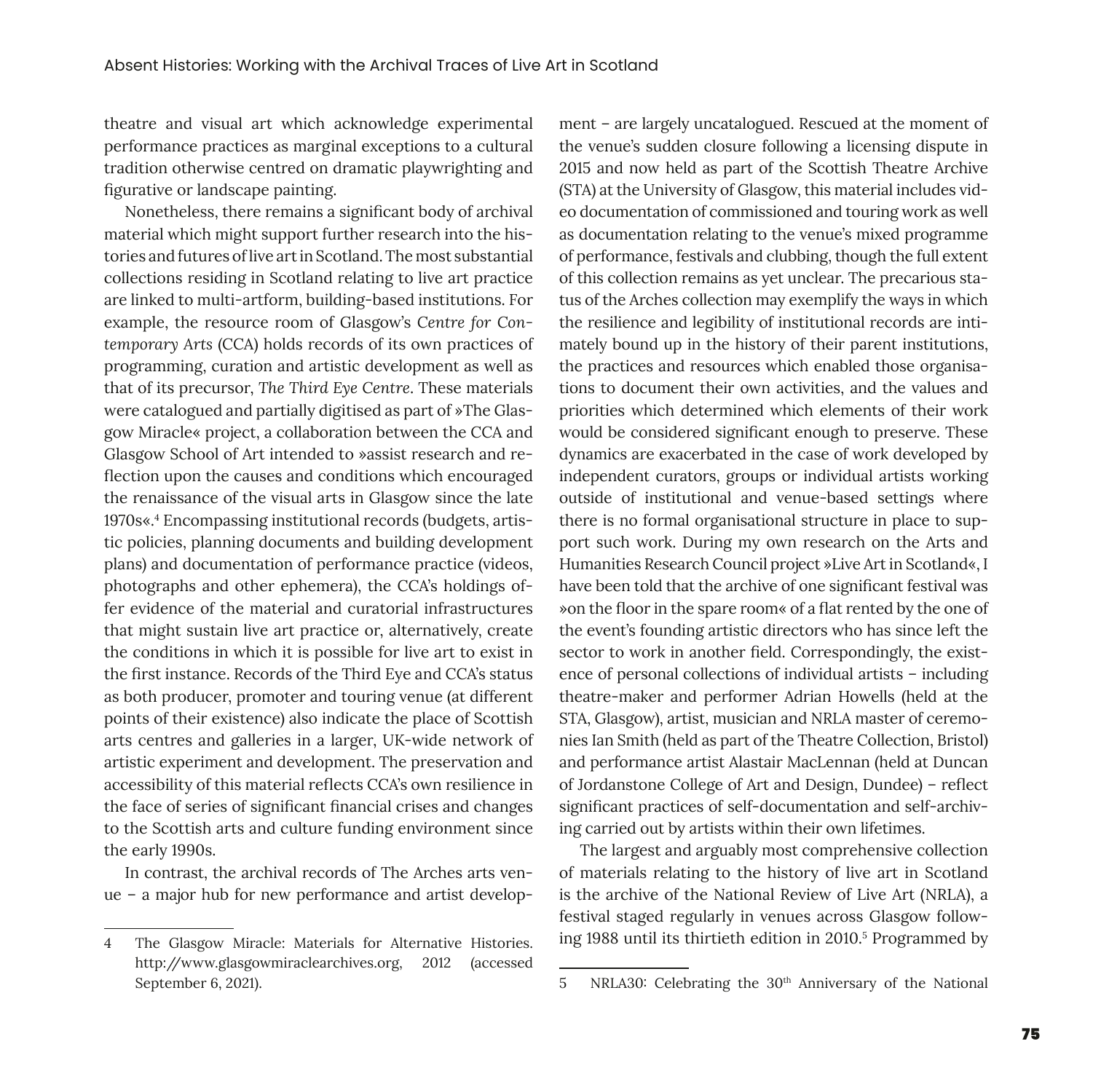theatre and visual art which acknowledge experimental performance practices as marginal exceptions to a cultural tradition otherwise centred on dramatic playwrighting and figurative or landscape painting.

Nonetheless, there remains a significant body of archival material which might support further research into the histories and futures of live art in Scotland. The most substantial collections residing in Scotland relating to live art practice are linked to multi-artform, building-based institutions. For example, the resource room of Glasgow's *Centre for Contemporary Arts* (CCA) holds records of its own practices of programming, curation and artistic development as well as that of its precursor, *The Third Eye Centre*. These materials were catalogued and partially digitised as part of »The Glasgow Miracle« project, a collaboration between the CCA and Glasgow School of Art intended to »assist research and reflection upon the causes and conditions which encouraged the renaissance of the visual arts in Glasgow since the late 1970s«.[4] Encompassing institutional records (budgets, artistic policies, planning documents and building development plans) and documentation of performance practice (videos, photographs and other ephemera), the CCA's holdings offer evidence of the material and curatorial infrastructures that might sustain live art practice or, alternatively, create the conditions in which it is possible for live art to exist in the first instance. Records of the Third Eye and CCA's status as both producer, promoter and touring venue (at different points of their existence) also indicate the place of Scottish arts centres and galleries in a larger, UK-wide network of artistic experiment and development. The preservation and accessibility of this material reflects CCA's own resilience in the face of series of significant financial crises and changes to the Scottish arts and culture funding environment since the early 1990s.

In contrast, the archival records of The Arches arts venue – a major hub for new performance and artist development – are largely uncatalogued. Rescued at the moment of the venue's sudden closure following a licensing dispute in 2015 and now held as part of the Scottish Theatre Archive (STA) at the University of Glasgow, this material includes video documentation of commissioned and touring work as well as documentation relating to the venue's mixed programme of performance, festivals and clubbing, though the full extent of this collection remains as yet unclear. The precarious status of the Arches collection may exemplify the ways in which the resilience and legibility of institutional records are intimately bound up in the history of their parent institutions, the practices and resources which enabled those organisations to document their own activities, and the values and priorities which determined which elements of their work would be considered significant enough to preserve. These dynamics are exacerbated in the case of work developed by independent curators, groups or individual artists working outside of institutional and venue-based settings where there is no formal organisational structure in place to support such work. During my own research on the Arts and Humanities Research Council project »Live Art in Scotland«, I have been told that the archive of one significant festival was »on the floor in the spare room« of a flat rented by the one of the event's founding artistic directors who has since left the sector to work in another field. Correspondingly, the existence of personal collections of individual artists – including theatre-maker and performer Adrian Howells (held at the STA, Glasgow), artist, musician and NRLA master of ceremonies Ian Smith (held as part of the Theatre Collection, Bristol) and performance artist Alastair MacLennan (held at Duncan of Jordanstone College of Art and Design, Dundee) – reflect significant practices of self-documentation and self-archiving carried out by artists within their own lifetimes.

The largest and arguably most comprehensive collection of materials relating to the history of live art in Scotland is the archive of the National Review of Live Art (NRLA), a festival staged regularly in venues across Glasgow following 1988 until its thirtieth edition in 2010.[5] Programmed by

---

4 The Glasgow Miracle: Materials for Alternative Histories. http://www.glasgowmiraclearchives.org, 2012 (accessed September 6, 2021).

5 NRLA30: Celebrating the 30th Anniversary of the National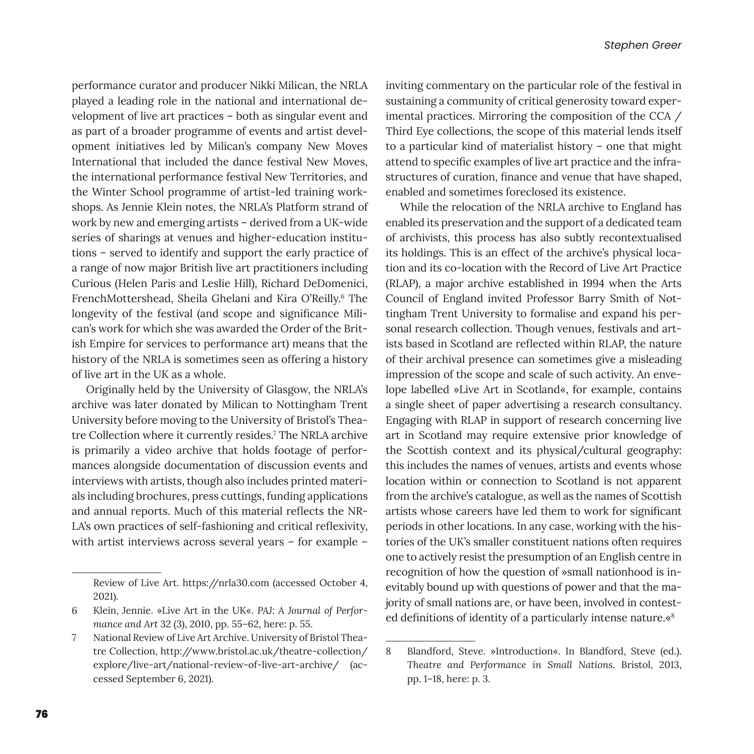performance curator and producer Nikki Milican, the NRLA played a leading role in the national and international development of live art practices – both as singular event and as part of a broader programme of events and artist development initiatives led by Milican's company New Moves International that included the dance festival New Moves, the international performance festival New Territories, and the Winter School programme of artist-led training workshops. As Jennie Klein notes, the NRLA's Platform strand of work by new and emerging artists – derived from a UK-wide series of sharings at venues and higher-education institutions – served to identify and support the early practice of a range of now major British live art practitioners including Curious (Helen Paris and Leslie Hill), Richard DeDomenici, FrenchMottershead, Sheila Ghelani and Kira O'Reilly.[6] The longevity of the festival (and scope and significance Milican's work for which she was awarded the Order of the British Empire for services to performance art) means that the history of the NRLA is sometimes seen as offering a history of live art in the UK as a whole.

Originally held by the University of Glasgow, the NRLA's archive was later donated by Milican to Nottingham Trent University before moving to the University of Bristol's Theatre Collection where it currently resides.[7] The NRLA archive is primarily a video archive that holds footage of performances alongside documentation of discussion events and interviews with artists, though also includes printed materials including brochures, press cuttings, funding applications and annual reports. Much of this material reflects the NRLA's own practices of self-fashioning and critical reflexivity, with artist interviews across several years – for example – inviting commentary on the particular role of the festival in sustaining a community of critical generosity toward experimental practices. Mirroring the composition of the CCA / Third Eye collections, the scope of this material lends itself to a particular kind of materialist history – one that might attend to specific examples of live art practice and the infrastructures of curation, finance and venue that have shaped, enabled and sometimes foreclosed its existence.

While the relocation of the NRLA archive to England has enabled its preservation and the support of a dedicated team of archivists, this process has also subtly recontextualised its holdings. This is an effect of the archive's physical location and its co-location with the Record of Live Art Practice (RLAP), a major archive established in 1994 when the Arts Council of England invited Professor Barry Smith of Nottingham Trent University to formalise and expand his personal research collection. Though venues, festivals and artists based in Scotland are reflected within RLAP, the nature of their archival presence can sometimes give a misleading impression of the scope and scale of such activity. An envelope labelled »Live Art in Scotland«, for example, contains a single sheet of paper advertising a research consultancy. Engaging with RLAP in support of research concerning live art in Scotland may require extensive prior knowledge of the Scottish context and its physical/cultural geography: this includes the names of venues, artists and events whose location within or connection to Scotland is not apparent from the archive's catalogue, as well as the names of Scottish artists whose careers have led them to work for significant periods in other locations. In any case, working with the histories of the UK's smaller constituent nations often requires one to actively resist the presumption of an English centre in recognition of how the question of »small nationhood is inevitably bound up with questions of power and that the majority of small nations are, or have been, involved in contested definitions of identity of a particularly intense nature.«[8]

---

Review of Live Art. https://nrla30.com (accessed October 4, 2021).

6 Klein, Jennie. »Live Art in the UK«. *PAJ: A Journal of Performance and Art* 32 (3), 2010, pp. 55–62, here: p. 55.

7 National Review of Live Art Archive. University of Bristol Theatre Collection, http://www.bristol.ac.uk/theatre-collection/explore/live-art/national-review-of-live-art-archive/ (accessed September 6, 2021).

8 Blandford, Steve. »Introduction«. In Blandford, Steve (ed.). *Theatre and Performance in Small Nations*. Bristol, 2013, pp. 1–18, here: p. 3.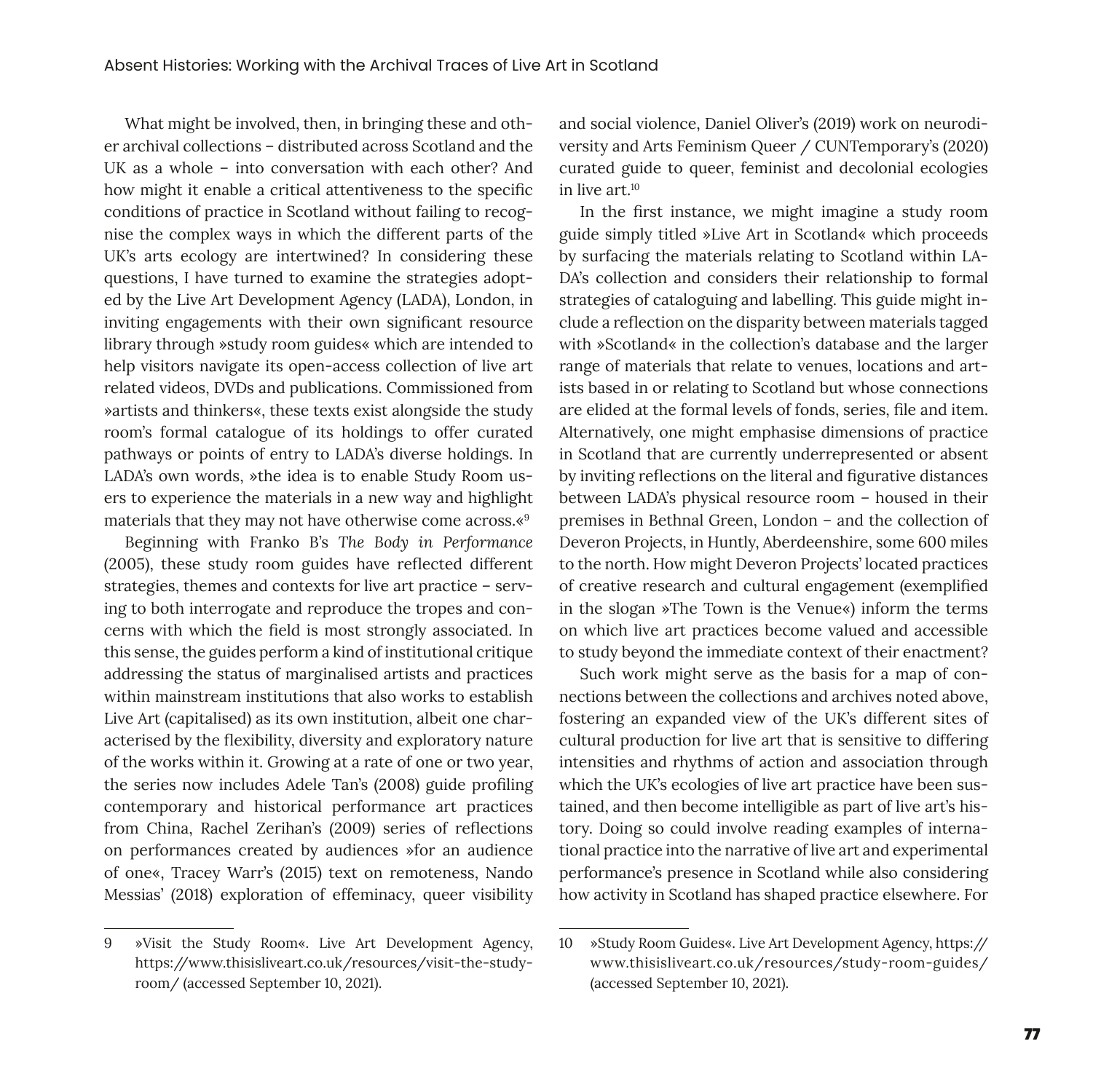What might be involved, then, in bringing these and other archival collections – distributed across Scotland and the UK as a whole – into conversation with each other? And how might it enable a critical attentiveness to the specific conditions of practice in Scotland without failing to recognise the complex ways in which the different parts of the UK's arts ecology are intertwined? In considering these questions, I have turned to examine the strategies adopted by the Live Art Development Agency (LADA), London, in inviting engagements with their own significant resource library through »study room guides« which are intended to help visitors navigate its open-access collection of live art related videos, DVDs and publications. Commissioned from »artists and thinkers«, these texts exist alongside the study room's formal catalogue of its holdings to offer curated pathways or points of entry to LADA's diverse holdings. In LADA's own words, »the idea is to enable Study Room users to experience the materials in a new way and highlight materials that they may not have otherwise come across.«[9]

Beginning with Franko B's *The Body in Performance* (2005), these study room guides have reflected different strategies, themes and contexts for live art practice – serving to both interrogate and reproduce the tropes and concerns with which the field is most strongly associated. In this sense, the guides perform a kind of institutional critique addressing the status of marginalised artists and practices within mainstream institutions that also works to establish Live Art (capitalised) as its own institution, albeit one characterised by the flexibility, diversity and exploratory nature of the works within it. Growing at a rate of one or two year, the series now includes Adele Tan's (2008) guide profiling contemporary and historical performance art practices from China, Rachel Zerihan's (2009) series of reflections on performances created by audiences »for an audience of one«, Tracey Warr's (2015) text on remoteness, Nando Messias' (2018) exploration of effeminacy, queer visibility and social violence, Daniel Oliver's (2019) work on neurodiversity and Arts Feminism Queer / CUNTemporary's (2020) curated guide to queer, feminist and decolonial ecologies in live art.[10]

In the first instance, we might imagine a study room guide simply titled »Live Art in Scotland« which proceeds by surfacing the materials relating to Scotland within LADA's collection and considers their relationship to formal strategies of cataloguing and labelling. This guide might include a reflection on the disparity between materials tagged with »Scotland« in the collection's database and the larger range of materials that relate to venues, locations and artists based in or relating to Scotland but whose connections are elided at the formal levels of fonds, series, file and item. Alternatively, one might emphasise dimensions of practice in Scotland that are currently underrepresented or absent by inviting reflections on the literal and figurative distances between LADA's physical resource room – housed in their premises in Bethnal Green, London – and the collection of Deveron Projects, in Huntly, Aberdeenshire, some 600 miles to the north. How might Deveron Projects' located practices of creative research and cultural engagement (exemplified in the slogan »The Town is the Venue«) inform the terms on which live art practices become valued and accessible to study beyond the immediate context of their enactment?

Such work might serve as the basis for a map of connections between the collections and archives noted above, fostering an expanded view of the UK's different sites of cultural production for live art that is sensitive to differing intensities and rhythms of action and association through which the UK's ecologies of live art practice have been sustained, and then become intelligible as part of live art's history. Doing so could involve reading examples of international practice into the narrative of live art and experimental performance's presence in Scotland while also considering how activity in Scotland has shaped practice elsewhere. For

9 »Visit the Study Room«. Live Art Development Agency, https://www.thisisliveart.co.uk/resources/visit-the-study-room/ (accessed September 10, 2021).

10 »Study Room Guides«. Live Art Development Agency, https://www.thisisliveart.co.uk/resources/study-room-guides/ (accessed September 10, 2021).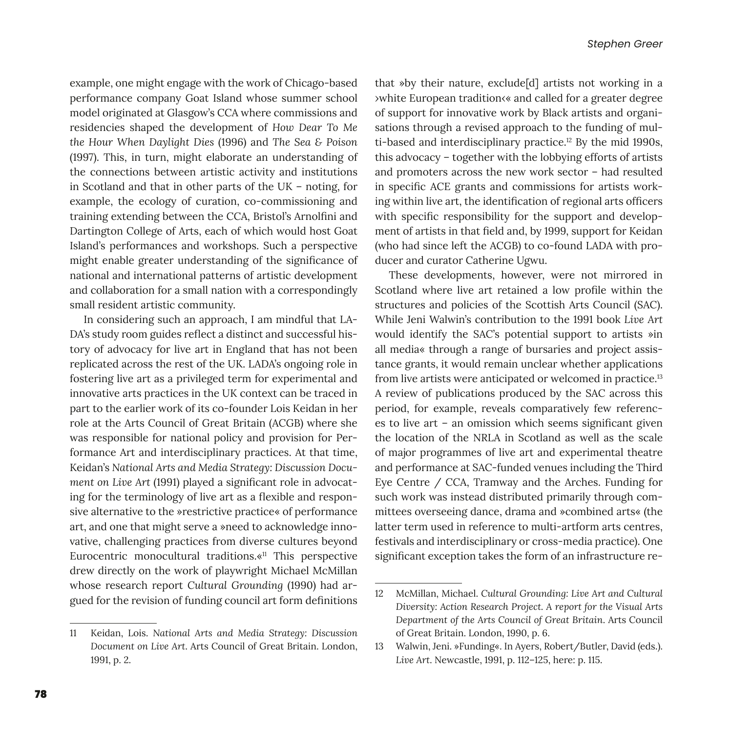example, one might engage with the work of Chicago-based performance company Goat Island whose summer school model originated at Glasgow's CCA where commissions and residencies shaped the development of *How Dear To Me the Hour When Daylight Dies* (1996) and *The Sea & Poison* (1997). This, in turn, might elaborate an understanding of the connections between artistic activity and institutions in Scotland and that in other parts of the UK – noting, for example, the ecology of curation, co-commissioning and training extending between the CCA, Bristol's Arnolfini and Dartington College of Arts, each of which would host Goat Island's performances and workshops. Such a perspective might enable greater understanding of the significance of national and international patterns of artistic development and collaboration for a small nation with a correspondingly small resident artistic community.

In considering such an approach, I am mindful that LADA's study room guides reflect a distinct and successful history of advocacy for live art in England that has not been replicated across the rest of the UK. LADA's ongoing role in fostering live art as a privileged term for experimental and innovative arts practices in the UK context can be traced in part to the earlier work of its co-founder Lois Keidan in her role at the Arts Council of Great Britain (ACGB) where she was responsible for national policy and provision for Performance Art and interdisciplinary practices. At that time, Keidan's *National Arts and Media Strategy: Discussion Document on Live Art* (1991) played a significant role in advocating for the terminology of live art as a flexible and responsive alternative to the »restrictive practice« of performance art, and one that might serve a »need to acknowledge innovative, challenging practices from diverse cultures beyond Eurocentric monocultural traditions.«[11] This perspective drew directly on the work of playwright Michael McMillan whose research report *Cultural Grounding* (1990) had argued for the revision of funding council art form definitions that »by their nature, exclude[d] artists not working in a ›white European tradition‹« and called for a greater degree of support for innovative work by Black artists and organisations through a revised approach to the funding of multi-based and interdisciplinary practice.[12] By the mid 1990s, this advocacy – together with the lobbying efforts of artists and promoters across the new work sector – had resulted in specific ACE grants and commissions for artists working within live art, the identification of regional arts officers with specific responsibility for the support and development of artists in that field and, by 1999, support for Keidan (who had since left the ACGB) to co-found LADA with producer and curator Catherine Ugwu.

These developments, however, were not mirrored in Scotland where live art retained a low profile within the structures and policies of the Scottish Arts Council (SAC). While Jeni Walwin's contribution to the 1991 book *Live Art* would identify the SAC's potential support to artists »in all media« through a range of bursaries and project assistance grants, it would remain unclear whether applications from live artists were anticipated or welcomed in practice.[13] A review of publications produced by the SAC across this period, for example, reveals comparatively few references to live art – an omission which seems significant given the location of the NRLA in Scotland as well as the scale of major programmes of live art and experimental theatre and performance at SAC-funded venues including the Third Eye Centre / CCA, Tramway and the Arches. Funding for such work was instead distributed primarily through committees overseeing dance, drama and »combined arts« (the latter term used in reference to multi-artform arts centres, festivals and interdisciplinary or cross-media practice). One significant exception takes the form of an infrastructure re-

11 Keidan, Lois. *National Arts and Media Strategy: Discussion Document on Live Art*. Arts Council of Great Britain. London, 1991, p. 2.

12 McMillan, Michael. *Cultural Grounding: Live Art and Cultural Diversity: Action Research Project. A report for the Visual Arts Department of the Arts Council of Great Britain*. Arts Council of Great Britain. London, 1990, p. 6.

13 Walwin, Jeni. »Funding«. In Ayers, Robert/Butler, David (eds.). *Live Art*. Newcastle, 1991, p. 112–125, here: p. 115.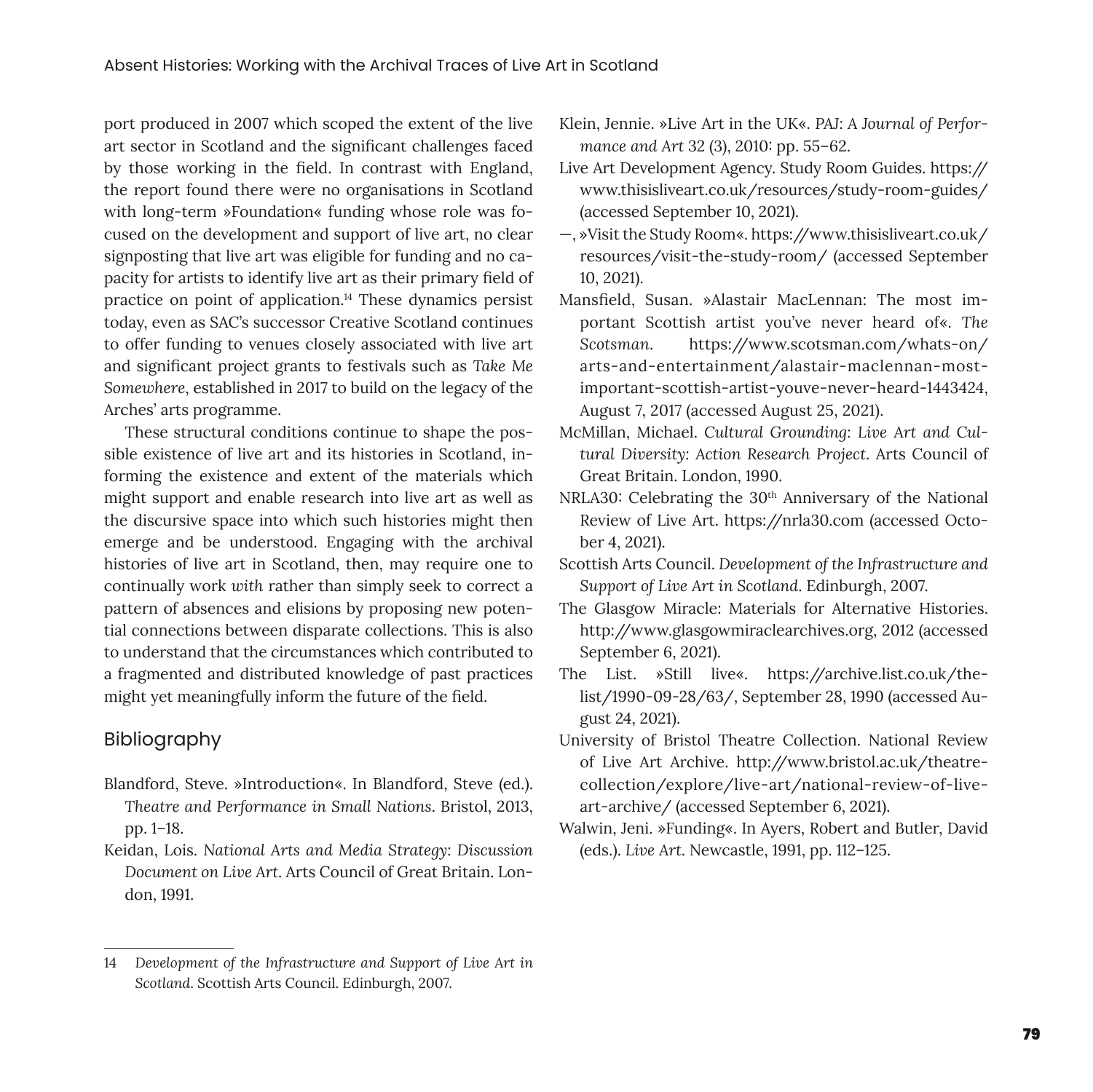port produced in 2007 which scoped the extent of the live art sector in Scotland and the significant challenges faced by those working in the field. In contrast with England, the report found there were no organisations in Scotland with long-term »Foundation« funding whose role was focused on the development and support of live art, no clear signposting that live art was eligible for funding and no capacity for artists to identify live art as their primary field of practice on point of application.[14] These dynamics persist today, even as SAC's successor Creative Scotland continues to offer funding to venues closely associated with live art and significant project grants to festivals such as *Take Me Somewhere*, established in 2017 to build on the legacy of the Arches' arts programme.

These structural conditions continue to shape the possible existence of live art and its histories in Scotland, informing the existence and extent of the materials which might support and enable research into live art as well as the discursive space into which such histories might then emerge and be understood. Engaging with the archival histories of live art in Scotland, then, may require one to continually work *with* rather than simply seek to correct a pattern of absences and elisions by proposing new potential connections between disparate collections. This is also to understand that the circumstances which contributed to a fragmented and distributed knowledge of past practices might yet meaningfully inform the future of the field.

## Bibliography

Blandford, Steve. »Introduction«. In Blandford, Steve (ed.). *Theatre and Performance in Small Nations*. Bristol, 2013, pp. 1–18.

Keidan, Lois. *National Arts and Media Strategy: Discussion Document on Live Art*. Arts Council of Great Britain. London, 1991.

Klein, Jennie. »Live Art in the UK«. *PAJ: A Journal of Performance and Art* 32 (3), 2010: pp. 55–62.

Live Art Development Agency. Study Room Guides. https://www.thisisliveart.co.uk/resources/study-room-guides/ (accessed September 10, 2021).

—, »Visit the Study Room«. https://www.thisisliveart.co.uk/resources/visit-the-study-room/ (accessed September 10, 2021).

Mansfield, Susan. »Alastair MacLennan: The most important Scottish artist you've never heard of«. *The Scotsman*. https://www.scotsman.com/whats-on/arts-and-entertainment/alastair-maclennan-most-important-scottish-artist-youve-never-heard-1443424, August 7, 2017 (accessed August 25, 2021).

McMillan, Michael. *Cultural Grounding: Live Art and Cultural Diversity: Action Research Project*. Arts Council of Great Britain. London, 1990.

NRLA30: Celebrating the 30th Anniversary of the National Review of Live Art. https://nrla30.com (accessed October 4, 2021).

Scottish Arts Council. *Development of the Infrastructure and Support of Live Art in Scotland*. Edinburgh, 2007.

The Glasgow Miracle: Materials for Alternative Histories. http://www.glasgowmiraclearchives.org, 2012 (accessed September 6, 2021).

The List. »Still live«. https://archive.list.co.uk/the-list/1990-09-28/63/, September 28, 1990 (accessed August 24, 2021).

University of Bristol Theatre Collection. National Review of Live Art Archive. http://www.bristol.ac.uk/theatre-collection/explore/live-art/national-review-of-live-art-archive/ (accessed September 6, 2021).

Walwin, Jeni. »Funding«. In Ayers, Robert and Butler, David (eds.). *Live Art*. Newcastle, 1991, pp. 112–125.

---

14 *Development of the Infrastructure and Support of Live Art in Scotland*. Scottish Arts Council. Edinburgh, 2007.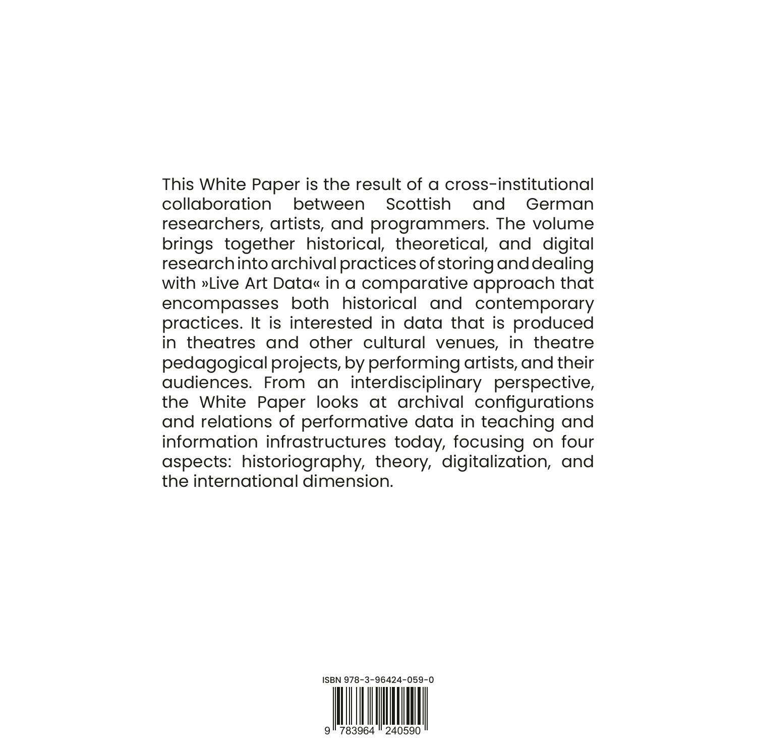This White Paper is the result of a cross-institutional collaboration between Scottish and German researchers, artists, and programmers. The volume brings together historical, theoretical, and digital research into archival practices of storing and dealing with »Live Art Data« in a comparative approach that encompasses both historical and contemporary practices. It is interested in data that is produced in theatres and other cultural venues, in theatre pedagogical projects, by performing artists, and their audiences. From an interdisciplinary perspective, the White Paper looks at archival configurations and relations of performative data in teaching and information infrastructures today, focusing on four aspects: historiography, theory, digitalization, and the international dimension.

ISBN 978-3-96424-059-0

9 783964 240590